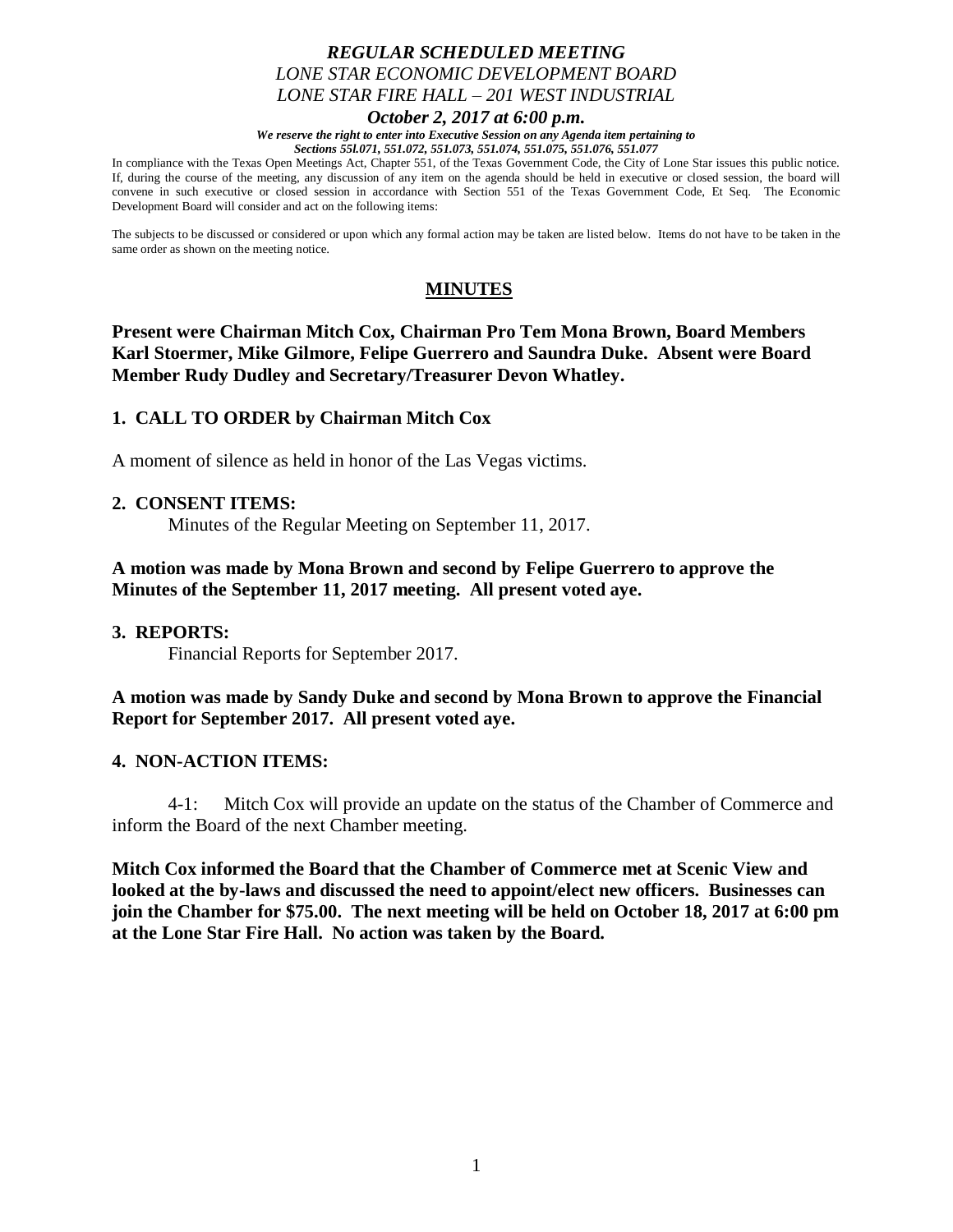***REGULAR SCHEDULED MEETING***
*LONE STAR ECONOMIC DEVELOPMENT BOARD*
*LONE STAR FIRE HALL – 201 WEST INDUSTRIAL*
***October 2, 2017 at 6:00 p.m.***

***We reserve the right to enter into Executive Session on any Agenda item pertaining to Sections 55l.071, 551.072, 551.073, 551.074, 551.075, 551.076, 551.077***

In compliance with the Texas Open Meetings Act, Chapter 551, of the Texas Government Code, the City of Lone Star issues this public notice. If, during the course of the meeting, any discussion of any item on the agenda should be held in executive or closed session, the board will convene in such executive or closed session in accordance with Section 551 of the Texas Government Code, Et Seq. The Economic Development Board will consider and act on the following items:

The subjects to be discussed or considered or upon which any formal action may be taken are listed below. Items do not have to be taken in the same order as shown on the meeting notice.

## MINUTES

**Present were Chairman Mitch Cox, Chairman Pro Tem Mona Brown, Board Members Karl Stoermer, Mike Gilmore, Felipe Guerrero and Saundra Duke. Absent were Board Member Rudy Dudley and Secretary/Treasurer Devon Whatley.**

**1. CALL TO ORDER by Chairman Mitch Cox**

A moment of silence as held in honor of the Las Vegas victims.

**2. CONSENT ITEMS:**

Minutes of the Regular Meeting on September 11, 2017.

**A motion was made by Mona Brown and second by Felipe Guerrero to approve the Minutes of the September 11, 2017 meeting. All present voted aye.**

**3. REPORTS:**

Financial Reports for September 2017.

**A motion was made by Sandy Duke and second by Mona Brown to approve the Financial Report for September 2017. All present voted aye.**

**4. NON-ACTION ITEMS:**

4-1: Mitch Cox will provide an update on the status of the Chamber of Commerce and inform the Board of the next Chamber meeting.

**Mitch Cox informed the Board that the Chamber of Commerce met at Scenic View and looked at the by-laws and discussed the need to appoint/elect new officers. Businesses can join the Chamber for $75.00. The next meeting will be held on October 18, 2017 at 6:00 pm at the Lone Star Fire Hall. No action was taken by the Board.**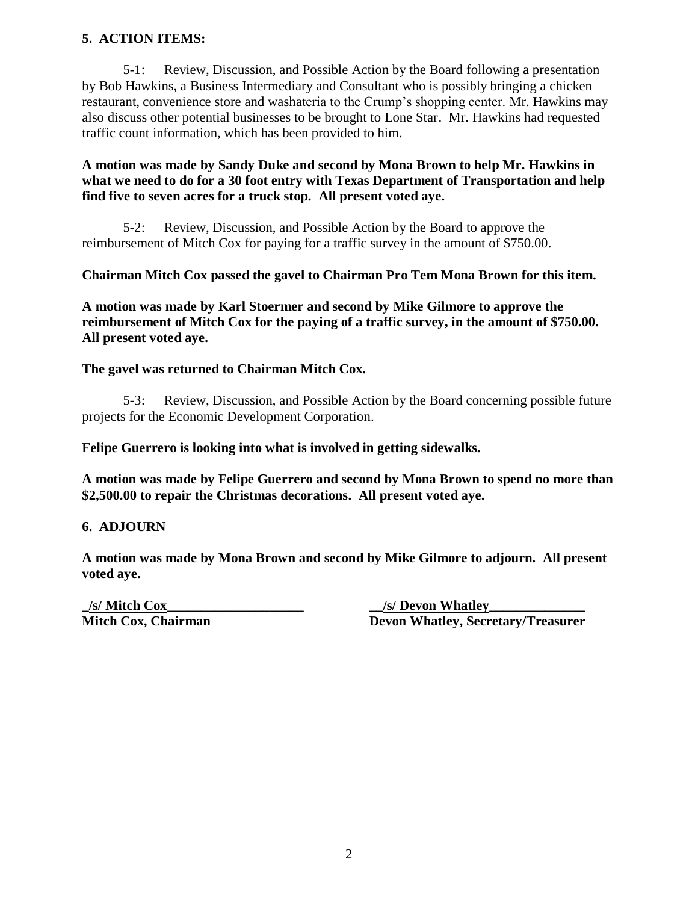**5. ACTION ITEMS:**

5-1: Review, Discussion, and Possible Action by the Board following a presentation by Bob Hawkins, a Business Intermediary and Consultant who is possibly bringing a chicken restaurant, convenience store and washateria to the Crump's shopping center. Mr. Hawkins may also discuss other potential businesses to be brought to Lone Star. Mr. Hawkins had requested traffic count information, which has been provided to him.

**A motion was made by Sandy Duke and second by Mona Brown to help Mr. Hawkins in what we need to do for a 30 foot entry with Texas Department of Transportation and help find five to seven acres for a truck stop. All present voted aye.**

5-2: Review, Discussion, and Possible Action by the Board to approve the reimbursement of Mitch Cox for paying for a traffic survey in the amount of $750.00.

**Chairman Mitch Cox passed the gavel to Chairman Pro Tem Mona Brown for this item.**

**A motion was made by Karl Stoermer and second by Mike Gilmore to approve the reimbursement of Mitch Cox for the paying of a traffic survey, in the amount of $750.00. All present voted aye.**

**The gavel was returned to Chairman Mitch Cox.**

5-3: Review, Discussion, and Possible Action by the Board concerning possible future projects for the Economic Development Corporation.

**Felipe Guerrero is looking into what is involved in getting sidewalks.**

**A motion was made by Felipe Guerrero and second by Mona Brown to spend no more than $2,500.00 to repair the Christmas decorations. All present voted aye.**

**6. ADJOURN**

**A motion was made by Mona Brown and second by Mike Gilmore to adjourn. All present voted aye.**

**/s/ Mitch Cox**
**Mitch Cox, Chairman**

**/s/ Devon Whatley**
**Devon Whatley, Secretary/Treasurer**